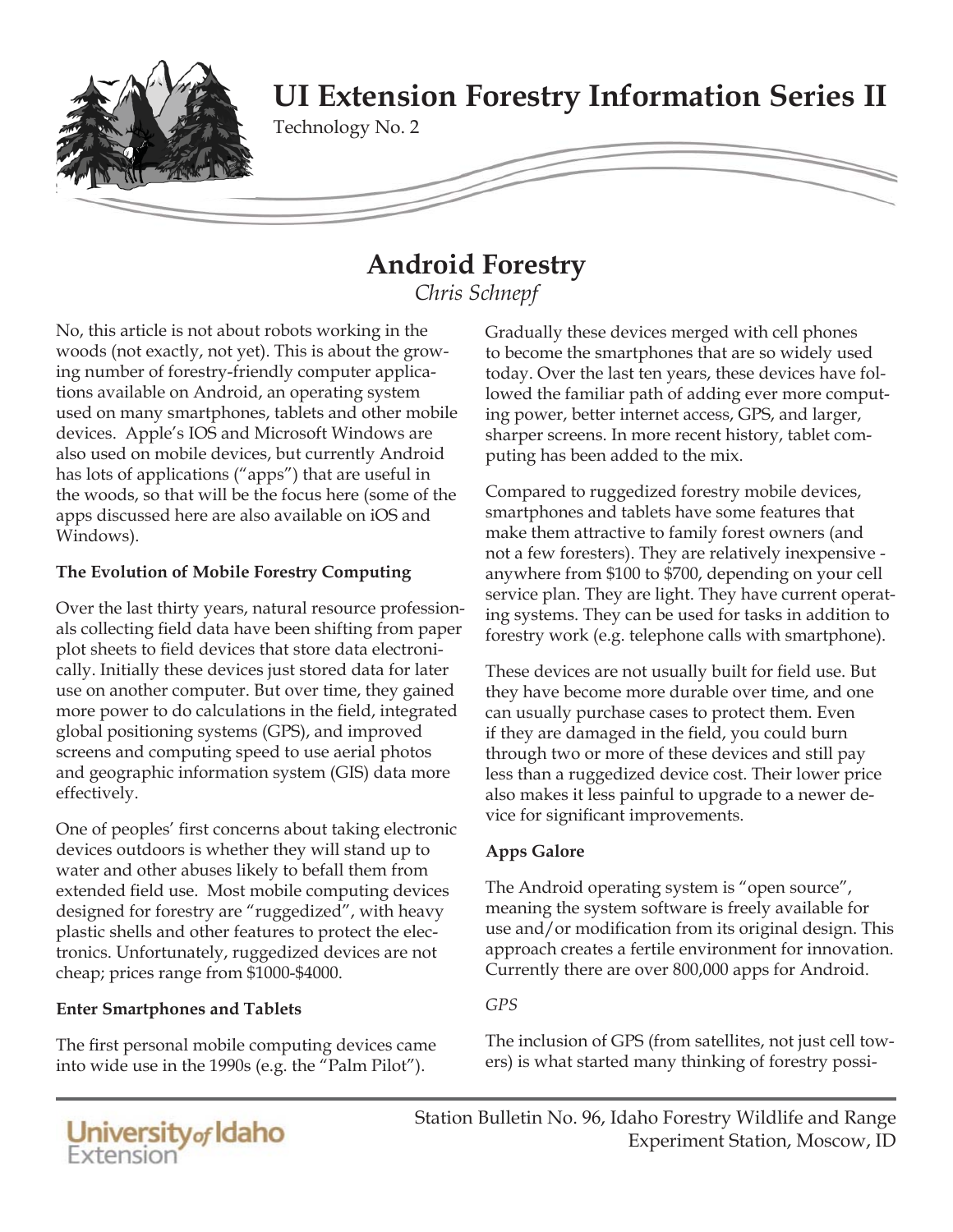# UI Extension Forestry Information Series II

Technology No. 2

## Android Forestry

*Chris Schnepf*

No, this article is not about robots working in the woods (not exactly, not yet). This is about the growing number of forestry-friendly computer applications available on Android, an operating system used on many smartphones, tablets and other mobile devices. Apple's IOS and Microsoft Windows are also used on mobile devices, but currently Android has lots of applications ("apps") that are useful in the woods, so that will be the focus here (some of the apps discussed here are also available on iOS and Windows).

**The Evolution of Mobile Forestry Computing**

Over the last thirty years, natural resource professionals collecting field data have been shifting from paper plot sheets to field devices that store data electronically. Initially these devices just stored data for later use on another computer. But over time, they gained more power to do calculations in the field, integrated global positioning systems (GPS), and improved screens and computing speed to use aerial photos and geographic information system (GIS) data more effectively.

One of peoples' first concerns about taking electronic devices outdoors is whether they will stand up to water and other abuses likely to befall them from extended field use. Most mobile computing devices designed for forestry are "ruggedized", with heavy plastic shells and other features to protect the electronics. Unfortunately, ruggedized devices are not cheap; prices range from $1000-$4000.

**Enter Smartphones and Tablets**

The first personal mobile computing devices came into wide use in the 1990s (e.g. the "Palm Pilot"). Gradually these devices merged with cell phones to become the smartphones that are so widely used today. Over the last ten years, these devices have followed the familiar path of adding ever more computing power, better internet access, GPS, and larger, sharper screens. In more recent history, tablet computing has been added to the mix.

Compared to ruggedized forestry mobile devices, smartphones and tablets have some features that make them attractive to family forest owners (and not a few foresters). They are relatively inexpensive - anywhere from $100 to $700, depending on your cell service plan. They are light. They have current operating systems. They can be used for tasks in addition to forestry work (e.g. telephone calls with smartphone).

These devices are not usually built for field use. But they have become more durable over time, and one can usually purchase cases to protect them. Even if they are damaged in the field, you could burn through two or more of these devices and still pay less than a ruggedized device cost. Their lower price also makes it less painful to upgrade to a newer device for significant improvements.

**Apps Galore**

The Android operating system is "open source", meaning the system software is freely available for use and/or modification from its original design. This approach creates a fertile environment for innovation. Currently there are over 800,000 apps for Android.

*GPS*

The inclusion of GPS (from satellites, not just cell towers) is what started many thinking of forestry possi-

Station Bulletin No. 96, Idaho Forestry Wildlife and Range Experiment Station, Moscow, ID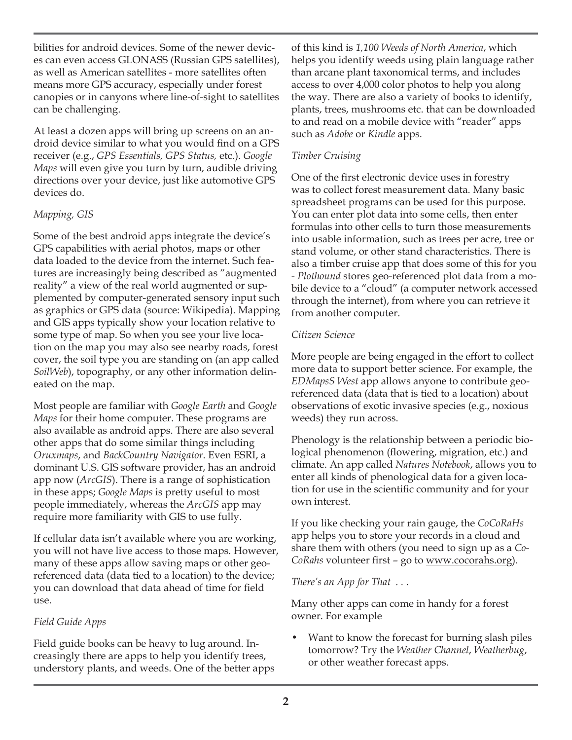bilities for android devices. Some of the newer devices can even access GLONASS (Russian GPS satellites), as well as American satellites - more satellites often means more GPS accuracy, especially under forest canopies or in canyons where line-of-sight to satellites can be challenging.

At least a dozen apps will bring up screens on an android device similar to what you would find on a GPS receiver (e.g., *GPS Essentials, GPS Status,* etc.). *Google Maps* will even give you turn by turn, audible driving directions over your device, just like automotive GPS devices do.

*Mapping, GIS*

Some of the best android apps integrate the device's GPS capabilities with aerial photos, maps or other data loaded to the device from the internet. Such features are increasingly being described as "augmented reality" a view of the real world augmented or supplemented by computer-generated sensory input such as graphics or GPS data (source: Wikipedia). Mapping and GIS apps typically show your location relative to some type of map. So when you see your live location on the map you may also see nearby roads, forest cover, the soil type you are standing on (an app called *SoilWeb*), topography, or any other information delineated on the map.

Most people are familiar with *Google Earth* and *Google Maps* for their home computer. These programs are also available as android apps. There are also several other apps that do some similar things including *Oruxmaps*, and *BackCountry Navigator*. Even ESRI, a dominant U.S. GIS software provider, has an android app now (*ArcGIS*). There is a range of sophistication in these apps; *Google Maps* is pretty useful to most people immediately, whereas the *ArcGIS* app may require more familiarity with GIS to use fully.

If cellular data isn't available where you are working, you will not have live access to those maps. However, many of these apps allow saving maps or other geo-referenced data (data tied to a location) to the device; you can download that data ahead of time for field use.

*Field Guide Apps*

Field guide books can be heavy to lug around. Increasingly there are apps to help you identify trees, understory plants, and weeds. One of the better apps of this kind is *1,100 Weeds of North America*, which helps you identify weeds using plain language rather than arcane plant taxonomical terms, and includes access to over 4,000 color photos to help you along the way. There are also a variety of books to identify, plants, trees, mushrooms etc. that can be downloaded to and read on a mobile device with "reader" apps such as *Adobe* or *Kindle* apps.

*Timber Cruising*

One of the first electronic device uses in forestry was to collect forest measurement data. Many basic spreadsheet programs can be used for this purpose. You can enter plot data into some cells, then enter formulas into other cells to turn those measurements into usable information, such as trees per acre, tree or stand volume, or other stand characteristics. There is also a timber cruise app that does some of this for you - *Plothound* stores geo-referenced plot data from a mobile device to a "cloud" (a computer network accessed through the internet), from where you can retrieve it from another computer.

*Citizen Science*

More people are being engaged in the effort to collect more data to support better science. For example, the *EDMapsS West* app allows anyone to contribute geo-referenced data (data that is tied to a location) about observations of exotic invasive species (e.g., noxious weeds) they run across.

Phenology is the relationship between a periodic biological phenomenon (flowering, migration, etc.) and climate. An app called *Natures Notebook*, allows you to enter all kinds of phenological data for a given location for use in the scientific community and for your own interest.

If you like checking your rain gauge, the *CoCoRaHs* app helps you to store your records in a cloud and share them with others (you need to sign up as a *CoCoRahs* volunteer first – go to www.cocorahs.org).

*There's an App for That . . .*

Many other apps can come in handy for a forest owner. For example

- Want to know the forecast for burning slash piles tomorrow? Try the *Weather Channel*, *Weatherbug*, or other weather forecast apps.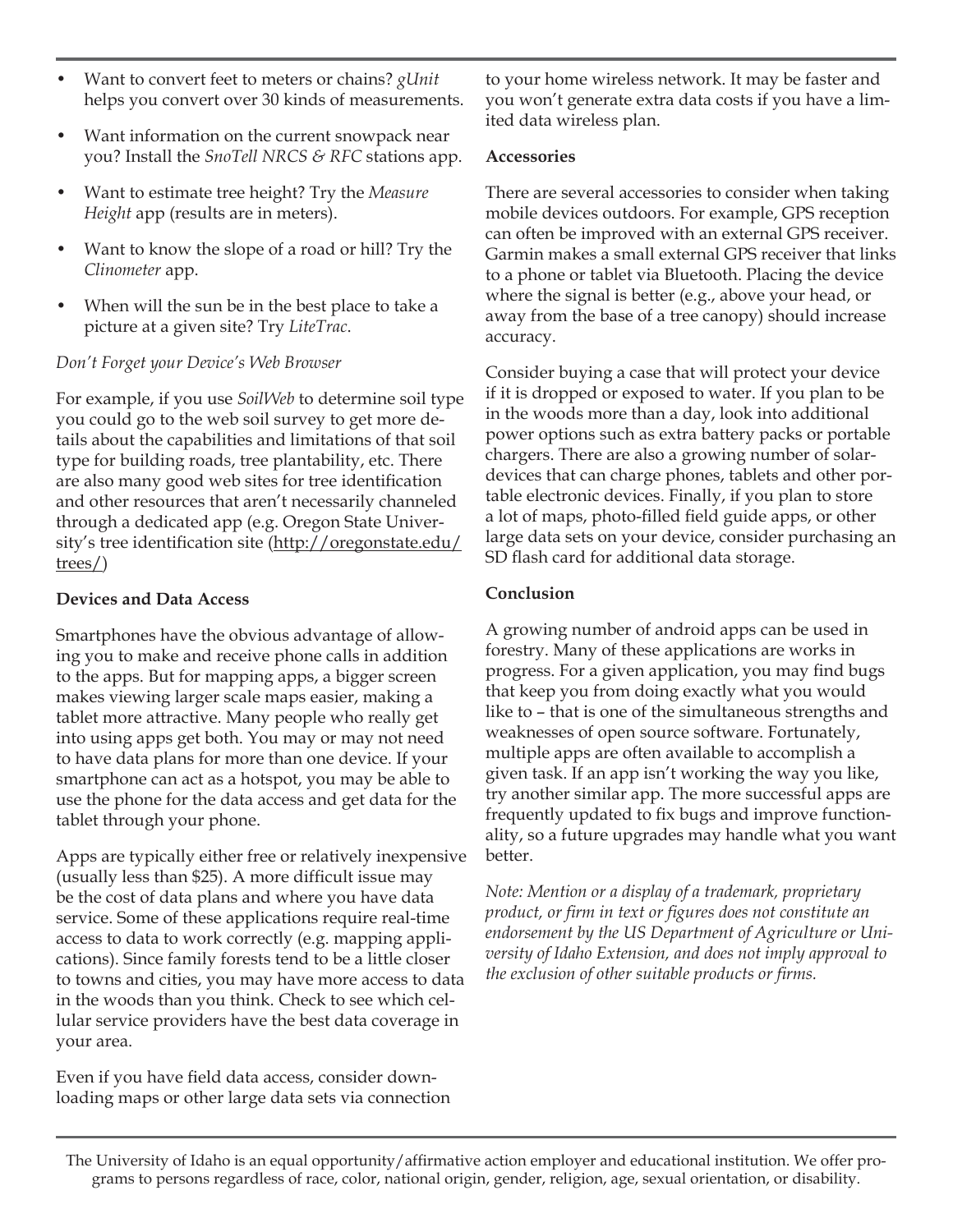- Want to convert feet to meters or chains? *gUnit* helps you convert over 30 kinds of measurements.
- Want information on the current snowpack near you? Install the *SnoTell NRCS & RFC* stations app.
- Want to estimate tree height? Try the *Measure Height* app (results are in meters).
- Want to know the slope of a road or hill? Try the *Clinometer* app.
- When will the sun be in the best place to take a picture at a given site? Try *LiteTrac*.

*Don't Forget your Device's Web Browser*

For example, if you use *SoilWeb* to determine soil type you could go to the web soil survey to get more details about the capabilities and limitations of that soil type for building roads, tree plantability, etc. There are also many good web sites for tree identification and other resources that aren't necessarily channeled through a dedicated app (e.g. Oregon State University's tree identification site (http://oregonstate.edu/trees/)

**Devices and Data Access**

Smartphones have the obvious advantage of allowing you to make and receive phone calls in addition to the apps. But for mapping apps, a bigger screen makes viewing larger scale maps easier, making a tablet more attractive. Many people who really get into using apps get both. You may or may not need to have data plans for more than one device. If your smartphone can act as a hotspot, you may be able to use the phone for the data access and get data for the tablet through your phone.

Apps are typically either free or relatively inexpensive (usually less than $25). A more difficult issue may be the cost of data plans and where you have data service. Some of these applications require real-time access to data to work correctly (e.g. mapping applications). Since family forests tend to be a little closer to towns and cities, you may have more access to data in the woods than you think. Check to see which cellular service providers have the best data coverage in your area.

Even if you have field data access, consider downloading maps or other large data sets via connection to your home wireless network. It may be faster and you won't generate extra data costs if you have a limited data wireless plan.

**Accessories**

There are several accessories to consider when taking mobile devices outdoors. For example, GPS reception can often be improved with an external GPS receiver. Garmin makes a small external GPS receiver that links to a phone or tablet via Bluetooth. Placing the device where the signal is better (e.g., above your head, or away from the base of a tree canopy) should increase accuracy.

Consider buying a case that will protect your device if it is dropped or exposed to water. If you plan to be in the woods more than a day, look into additional power options such as extra battery packs or portable chargers. There are also a growing number of solar-devices that can charge phones, tablets and other portable electronic devices. Finally, if you plan to store a lot of maps, photo-filled field guide apps, or other large data sets on your device, consider purchasing an SD flash card for additional data storage.

**Conclusion**

A growing number of android apps can be used in forestry. Many of these applications are works in progress. For a given application, you may find bugs that keep you from doing exactly what you would like to – that is one of the simultaneous strengths and weaknesses of open source software. Fortunately, multiple apps are often available to accomplish a given task. If an app isn't working the way you like, try another similar app. The more successful apps are frequently updated to fix bugs and improve functionality, so a future upgrades may handle what you want better.

*Note: Mention or a display of a trademark, proprietary product, or firm in text or figures does not constitute an endorsement by the US Department of Agriculture or University of Idaho Extension, and does not imply approval to the exclusion of other suitable products or firms.*

The University of Idaho is an equal opportunity/affirmative action employer and educational institution. We offer programs to persons regardless of race, color, national origin, gender, religion, age, sexual orientation, or disability.